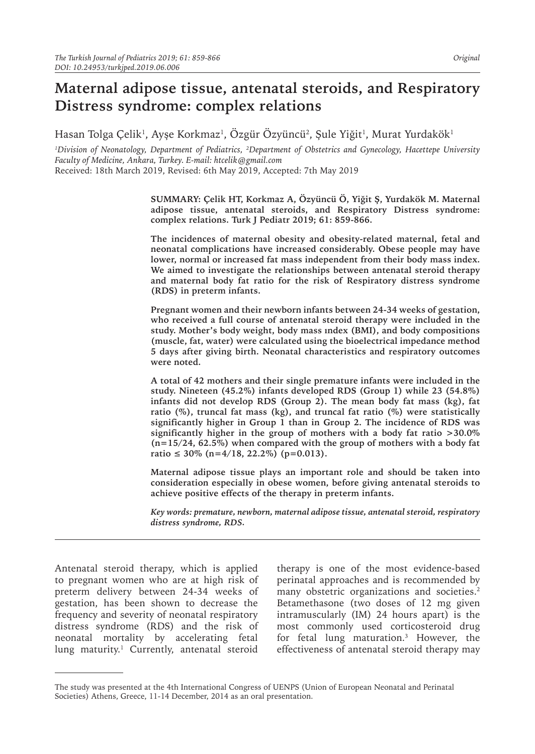Original

# Maternal adipose tissue, antenatal steroids, and Respiratory Distress syndrome: complex relations

Hasan Tolga Çelik[1], Ayşe Korkmaz[1], Özgür Özyüncü[2], Şule Yiğit[1], Murat Yurdakök[1]

[1]Division of Neonatology, Department of Pediatrics, [2]Department of Obstetrics and Gynecology, Hacettepe University Faculty of Medicine, Ankara, Turkey. E-mail: htcelik@gmail.com

Received: 18th March 2019, Revised: 6th May 2019, Accepted: 7th May 2019

**SUMMARY: Çelik HT, Korkmaz A, Özyüncü Ö, Yiğit Ş, Yurdakök M. Maternal adipose tissue, antenatal steroids, and Respiratory Distress syndrome: complex relations. Turk J Pediatr 2019; 61: 859-866.**

**The incidences of maternal obesity and obesity-related maternal, fetal and neonatal complications have increased considerably. Obese people may have lower, normal or increased fat mass independent from their body mass index. We aimed to investigate the relationships between antenatal steroid therapy and maternal body fat ratio for the risk of Respiratory distress syndrome (RDS) in preterm infants.**

**Pregnant women and their newborn infants between 24-34 weeks of gestation, who received a full course of antenatal steroid therapy were included in the study. Mother's body weight, body mass ındex (BMI), and body compositions (muscle, fat, water) were calculated using the bioelectrical impedance method 5 days after giving birth. Neonatal characteristics and respiratory outcomes were noted.**

**A total of 42 mothers and their single premature infants were included in the study. Nineteen (45.2%) infants developed RDS (Group 1) while 23 (54.8%) infants did not develop RDS (Group 2). The mean body fat mass (kg), fat ratio (%), truncal fat mass (kg), and truncal fat ratio (%) were statistically significantly higher in Group 1 than in Group 2. The incidence of RDS was significantly higher in the group of mothers with a body fat ratio >30.0% (n=15/24, 62.5%) when compared with the group of mothers with a body fat ratio ≤ 30% (n=4/18, 22.2%) (p=0.013).**

**Maternal adipose tissue plays an important role and should be taken into consideration especially in obese women, before giving antenatal steroids to achieve positive effects of the therapy in preterm infants.**

***Key words: premature, newborn, maternal adipose tissue, antenatal steroid, respiratory distress syndrome, RDS.***

Antenatal steroid therapy, which is applied to pregnant women who are at high risk of preterm delivery between 24-34 weeks of gestation, has been shown to decrease the frequency and severity of neonatal respiratory distress syndrome (RDS) and the risk of neonatal mortality by accelerating fetal lung maturity.[1] Currently, antenatal steroid therapy is one of the most evidence-based perinatal approaches and is recommended by many obstetric organizations and societies.[2] Betamethasone (two doses of 12 mg given intramuscularly (IM) 24 hours apart) is the most commonly used corticosteroid drug for fetal lung maturation.[3] However, the effectiveness of antenatal steroid therapy may

The study was presented at the 4th International Congress of UENPS (Union of European Neonatal and Perinatal Societies) Athens, Greece, 11-14 December, 2014 as an oral presentation.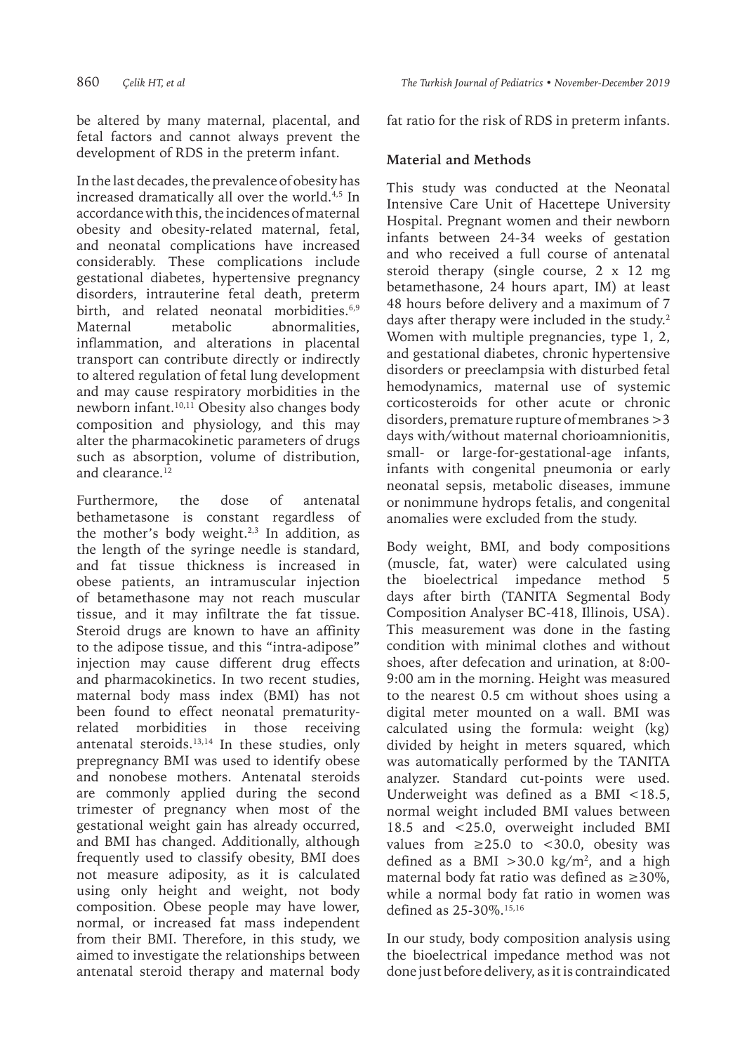be altered by many maternal, placental, and fetal factors and cannot always prevent the development of RDS in the preterm infant.

In the last decades, the prevalence of obesity has increased dramatically all over the world.[4,5] In accordance with this, the incidences of maternal obesity and obesity-related maternal, fetal, and neonatal complications have increased considerably. These complications include gestational diabetes, hypertensive pregnancy disorders, intrauterine fetal death, preterm birth, and related neonatal morbidities.[6,9] Maternal metabolic abnormalities, inflammation, and alterations in placental transport can contribute directly or indirectly to altered regulation of fetal lung development and may cause respiratory morbidities in the newborn infant.[10,11] Obesity also changes body composition and physiology, and this may alter the pharmacokinetic parameters of drugs such as absorption, volume of distribution, and clearance.[12]

Furthermore, the dose of antenatal bethametasone is constant regardless of the mother's body weight.[2,3] In addition, as the length of the syringe needle is standard, and fat tissue thickness is increased in obese patients, an intramuscular injection of betamethasone may not reach muscular tissue, and it may infiltrate the fat tissue. Steroid drugs are known to have an affinity to the adipose tissue, and this "intra-adipose" injection may cause different drug effects and pharmacokinetics. In two recent studies, maternal body mass index (BMI) has not been found to effect neonatal prematurity-related morbidities in those receiving antenatal steroids.[13,14] In these studies, only prepregnancy BMI was used to identify obese and nonobese mothers. Antenatal steroids are commonly applied during the second trimester of pregnancy when most of the gestational weight gain has already occurred, and BMI has changed. Additionally, although frequently used to classify obesity, BMI does not measure adiposity, as it is calculated using only height and weight, not body composition. Obese people may have lower, normal, or increased fat mass independent from their BMI. Therefore, in this study, we aimed to investigate the relationships between antenatal steroid therapy and maternal body fat ratio for the risk of RDS in preterm infants.

## Material and Methods

This study was conducted at the Neonatal Intensive Care Unit of Hacettepe University Hospital. Pregnant women and their newborn infants between 24-34 weeks of gestation and who received a full course of antenatal steroid therapy (single course, 2 x 12 mg betamethasone, 24 hours apart, IM) at least 48 hours before delivery and a maximum of 7 days after therapy were included in the study.[2] Women with multiple pregnancies, type 1, 2, and gestational diabetes, chronic hypertensive disorders or preeclampsia with disturbed fetal hemodynamics, maternal use of systemic corticosteroids for other acute or chronic disorders, premature rupture of membranes >3 days with/without maternal chorioamnionitis, small- or large-for-gestational-age infants, infants with congenital pneumonia or early neonatal sepsis, metabolic diseases, immune or nonimmune hydrops fetalis, and congenital anomalies were excluded from the study.

Body weight, BMI, and body compositions (muscle, fat, water) were calculated using the bioelectrical impedance method 5 days after birth (TANITA Segmental Body Composition Analyser BC-418, Illinois, USA). This measurement was done in the fasting condition with minimal clothes and without shoes, after defecation and urination, at 8:00-9:00 am in the morning. Height was measured to the nearest 0.5 cm without shoes using a digital meter mounted on a wall. BMI was calculated using the formula: weight (kg) divided by height in meters squared, which was automatically performed by the TANITA analyzer. Standard cut-points were used. Underweight was defined as a BMI <18.5, normal weight included BMI values between 18.5 and <25.0, overweight included BMI values from ≥25.0 to <30.0, obesity was defined as a BMI >30.0 kg/m$^2$, and a high maternal body fat ratio was defined as ≥30%, while a normal body fat ratio in women was defined as 25-30%.[15,16]

In our study, body composition analysis using the bioelectrical impedance method was not done just before delivery, as it is contraindicated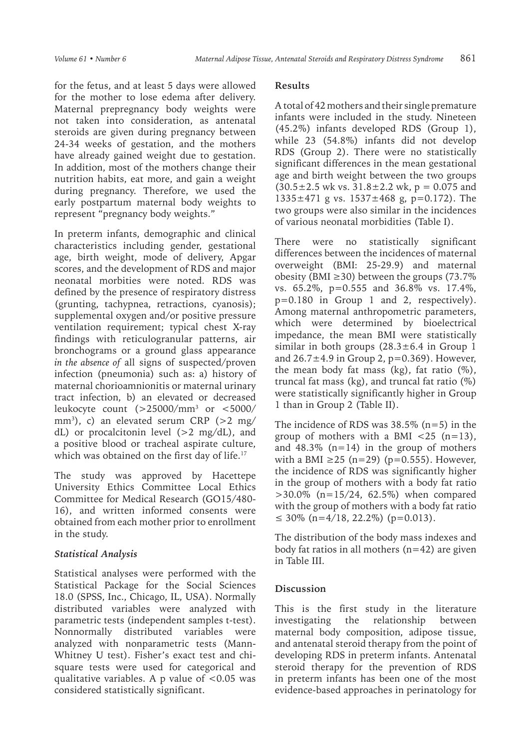for the fetus, and at least 5 days were allowed for the mother to lose edema after delivery. Maternal prepregnancy body weights were not taken into consideration, as antenatal steroids are given during pregnancy between 24-34 weeks of gestation, and the mothers have already gained weight due to gestation. In addition, most of the mothers change their nutrition habits, eat more, and gain a weight during pregnancy. Therefore, we used the early postpartum maternal body weights to represent "pregnancy body weights."

In preterm infants, demographic and clinical characteristics including gender, gestational age, birth weight, mode of delivery, Apgar scores, and the development of RDS and major neonatal morbities were noted. RDS was defined by the presence of respiratory distress (grunting, tachypnea, retractions, cyanosis); supplemental oxygen and/or positive pressure ventilation requirement; typical chest X-ray findings with reticulogranular patterns, air bronchograms or a ground glass appearance *in the absence of* all signs of suspected/proven infection (pneumonia) such as: a) history of maternal chorioamnionitis or maternal urinary tract infection, b) an elevated or decreased leukocyte count (>25000/mm$^3$ or <5000/mm$^3$), c) an elevated serum CRP (>2 mg/dL) or procalcitonin level (>2 mg/dL), and a positive blood or tracheal aspirate culture, which was obtained on the first day of life.[17]

The study was approved by Hacettepe University Ethics Committee Local Ethics Committee for Medical Research (GO15/480-16), and written informed consents were obtained from each mother prior to enrollment in the study.

### *Statistical Analysis*

Statistical analyses were performed with the Statistical Package for the Social Sciences 18.0 (SPSS, Inc., Chicago, IL, USA). Normally distributed variables were analyzed with parametric tests (independent samples t-test). Nonnormally distributed variables were analyzed with nonparametric tests (Mann-Whitney U test). Fisher's exact test and chi-square tests were used for categorical and qualitative variables. A p value of <0.05 was considered statistically significant.

## Results

A total of 42 mothers and their single premature infants were included in the study. Nineteen (45.2%) infants developed RDS (Group 1), while 23 (54.8%) infants did not develop RDS (Group 2). There were no statistically significant differences in the mean gestational age and birth weight between the two groups (30.5±2.5 wk vs. 31.8±2.2 wk, p = 0.075 and 1335±471 g vs. 1537±468 g, p=0.172). The two groups were also similar in the incidences of various neonatal morbidities (Table I).

There were no statistically significant differences between the incidences of maternal overweight (BMI: 25-29.9) and maternal obesity (BMI ≥30) between the groups (73.7% vs. 65.2%, p=0.555 and 36.8% vs. 17.4%, p=0.180 in Group 1 and 2, respectively). Among maternal anthropometric parameters, which were determined by bioelectrical impedance, the mean BMI were statistically similar in both groups (28.3±6.4 in Group 1 and 26.7±4.9 in Group 2, p=0.369). However, the mean body fat mass (kg), fat ratio (%), truncal fat mass (kg), and truncal fat ratio (%) were statistically significantly higher in Group 1 than in Group 2 (Table II).

The incidence of RDS was 38.5% (n=5) in the group of mothers with a BMI <25 (n=13), and 48.3% (n=14) in the group of mothers with a BMI ≥25 (n=29) (p=0.555). However, the incidence of RDS was significantly higher in the group of mothers with a body fat ratio >30.0% (n=15/24, 62.5%) when compared with the group of mothers with a body fat ratio ≤ 30% (n=4/18, 22.2%) (p=0.013).

The distribution of the body mass indexes and body fat ratios in all mothers (n=42) are given in Table III.

## Discussion

This is the first study in the literature investigating the relationship between maternal body composition, adipose tissue, and antenatal steroid therapy from the point of developing RDS in preterm infants. Antenatal steroid therapy for the prevention of RDS in preterm infants has been one of the most evidence-based approaches in perinatology for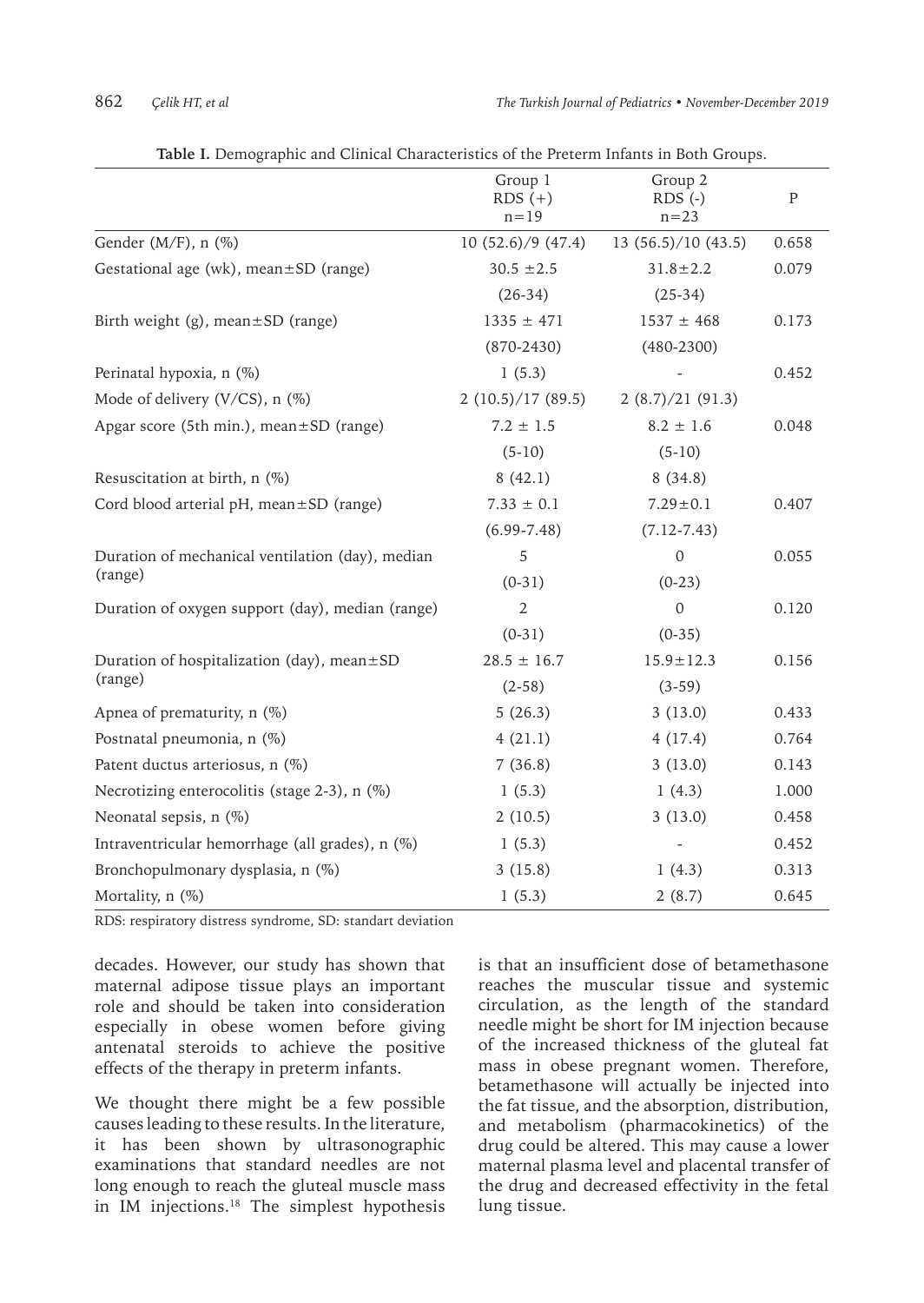**Table I.** Demographic and Clinical Characteristics of the Preterm Infants in Both Groups.

| | Group 1 RDS (+) n=19 | Group 2 RDS (-) n=23 | P |
|---|---|---|---|
| Gender (M/F), n (%) | 10 (52.6)/9 (47.4) | 13 (56.5)/10 (43.5) | 0.658 |
| Gestational age (wk), mean±SD (range) | 30.5 ±2.5 | 31.8±2.2 | 0.079 |
| | (26-34) | (25-34) | |
| Birth weight (g), mean±SD (range) | 1335 ± 471 | 1537 ± 468 | 0.173 |
| | (870-2430) | (480-2300) | |
| Perinatal hypoxia, n (%) | 1 (5.3) | - | 0.452 |
| Mode of delivery (V/CS), n (%) | 2 (10.5)/17 (89.5) | 2 (8.7)/21 (91.3) | |
| Apgar score (5th min.), mean±SD (range) | 7.2 ± 1.5 | 8.2 ± 1.6 | 0.048 |
| | (5-10) | (5-10) | |
| Resuscitation at birth, n (%) | 8 (42.1) | 8 (34.8) | |
| Cord blood arterial pH, mean±SD (range) | 7.33 ± 0.1 | 7.29±0.1 | 0.407 |
| | (6.99-7.48) | (7.12-7.43) | |
| Duration of mechanical ventilation (day), median (range) | 5 | 0 | 0.055 |
| | (0-31) | (0-23) | |
| Duration of oxygen support (day), median (range) | 2 | 0 | 0.120 |
| | (0-31) | (0-35) | |
| Duration of hospitalization (day), mean±SD (range) | 28.5 ± 16.7 | 15.9±12.3 | 0.156 |
| | (2-58) | (3-59) | |
| Apnea of prematurity, n (%) | 5 (26.3) | 3 (13.0) | 0.433 |
| Postnatal pneumonia, n (%) | 4 (21.1) | 4 (17.4) | 0.764 |
| Patent ductus arteriosus, n (%) | 7 (36.8) | 3 (13.0) | 0.143 |
| Necrotizing enterocolitis (stage 2-3), n (%) | 1 (5.3) | 1 (4.3) | 1.000 |
| Neonatal sepsis, n (%) | 2 (10.5) | 3 (13.0) | 0.458 |
| Intraventricular hemorrhage (all grades), n (%) | 1 (5.3) | - | 0.452 |
| Bronchopulmonary dysplasia, n (%) | 3 (15.8) | 1 (4.3) | 0.313 |
| Mortality, n (%) | 1 (5.3) | 2 (8.7) | 0.645 |

RDS: respiratory distress syndrome, SD: standart deviation

decades. However, our study has shown that maternal adipose tissue plays an important role and should be taken into consideration especially in obese women before giving antenatal steroids to achieve the positive effects of the therapy in preterm infants.

We thought there might be a few possible causes leading to these results. In the literature, it has been shown by ultrasonographic examinations that standard needles are not long enough to reach the gluteal muscle mass in IM injections.[18] The simplest hypothesis is that an insufficient dose of betamethasone reaches the muscular tissue and systemic circulation, as the length of the standard needle might be short for IM injection because of the increased thickness of the gluteal fat mass in obese pregnant women. Therefore, betamethasone will actually be injected into the fat tissue, and the absorption, distribution, and metabolism (pharmacokinetics) of the drug could be altered. This may cause a lower maternal plasma level and placental transfer of the drug and decreased effectivity in the fetal lung tissue.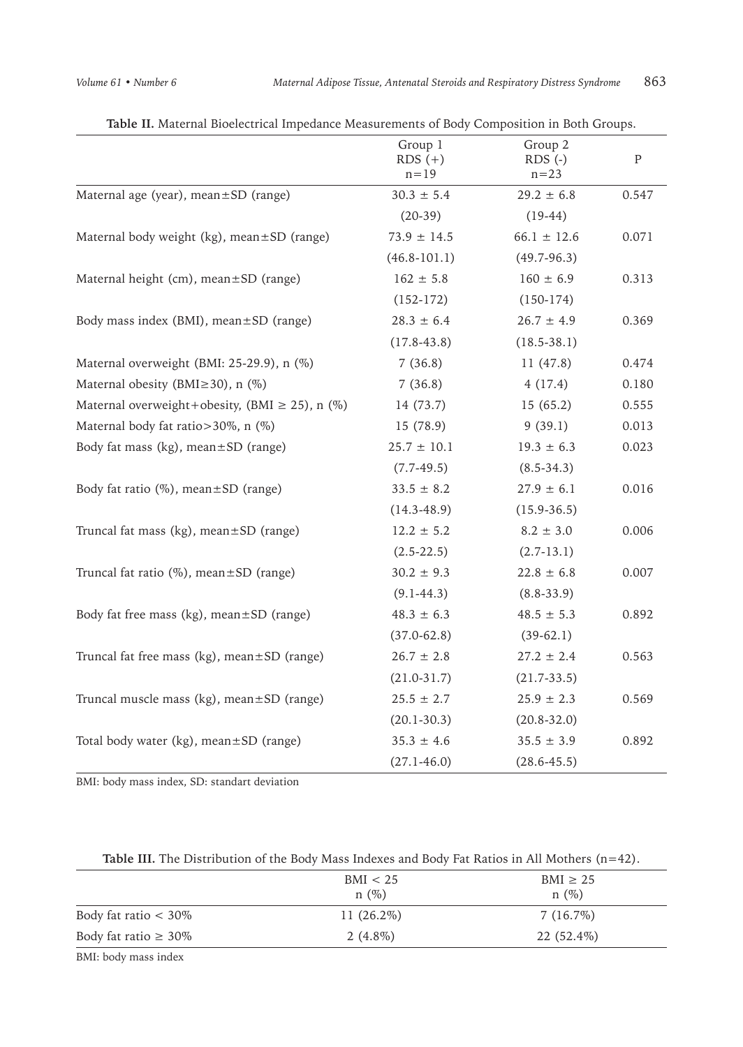**Table II.** Maternal Bioelectrical Impedance Measurements of Body Composition in Both Groups.

| | Group 1 RDS (+) n=19 | Group 2 RDS (-) n=23 | P |
|---|---|---|---|
| Maternal age (year), mean±SD (range) | 30.3 ± 5.4 | 29.2 ± 6.8 | 0.547 |
| | (20-39) | (19-44) | |
| Maternal body weight (kg), mean±SD (range) | 73.9 ± 14.5 | 66.1 ± 12.6 | 0.071 |
| | (46.8-101.1) | (49.7-96.3) | |
| Maternal height (cm), mean±SD (range) | 162 ± 5.8 | 160 ± 6.9 | 0.313 |
| | (152-172) | (150-174) | |
| Body mass index (BMI), mean±SD (range) | 28.3 ± 6.4 | 26.7 ± 4.9 | 0.369 |
| | (17.8-43.8) | (18.5-38.1) | |
| Maternal overweight (BMI: 25-29.9), n (%) | 7 (36.8) | 11 (47.8) | 0.474 |
| Maternal obesity (BMI≥30), n (%) | 7 (36.8) | 4 (17.4) | 0.180 |
| Maternal overweight+obesity, (BMI ≥ 25), n (%) | 14 (73.7) | 15 (65.2) | 0.555 |
| Maternal body fat ratio>30%, n (%) | 15 (78.9) | 9 (39.1) | 0.013 |
| Body fat mass (kg), mean±SD (range) | 25.7 ± 10.1 | 19.3 ± 6.3 | 0.023 |
| | (7.7-49.5) | (8.5-34.3) | |
| Body fat ratio (%), mean±SD (range) | 33.5 ± 8.2 | 27.9 ± 6.1 | 0.016 |
| | (14.3-48.9) | (15.9-36.5) | |
| Truncal fat mass (kg), mean±SD (range) | 12.2 ± 5.2 | 8.2 ± 3.0 | 0.006 |
| | (2.5-22.5) | (2.7-13.1) | |
| Truncal fat ratio (%), mean±SD (range) | 30.2 ± 9.3 | 22.8 ± 6.8 | 0.007 |
| | (9.1-44.3) | (8.8-33.9) | |
| Body fat free mass (kg), mean±SD (range) | 48.3 ± 6.3 | 48.5 ± 5.3 | 0.892 |
| | (37.0-62.8) | (39-62.1) | |
| Truncal fat free mass (kg), mean±SD (range) | 26.7 ± 2.8 | 27.2 ± 2.4 | 0.563 |
| | (21.0-31.7) | (21.7-33.5) | |
| Truncal muscle mass (kg), mean±SD (range) | 25.5 ± 2.7 | 25.9 ± 2.3 | 0.569 |
| | (20.1-30.3) | (20.8-32.0) | |
| Total body water (kg), mean±SD (range) | 35.3 ± 4.6 | 35.5 ± 3.9 | 0.892 |
| | (27.1-46.0) | (28.6-45.5) | |

BMI: body mass index, SD: standart deviation

**Table III.** The Distribution of the Body Mass Indexes and Body Fat Ratios in All Mothers (n=42).

| | BMI < 25 n (%) | BMI ≥ 25 n (%) |
|---|---|---|
| Body fat ratio < 30% | 11 (26.2%) | 7 (16.7%) |
| Body fat ratio ≥ 30% | 2 (4.8%) | 22 (52.4%) |

BMI: body mass index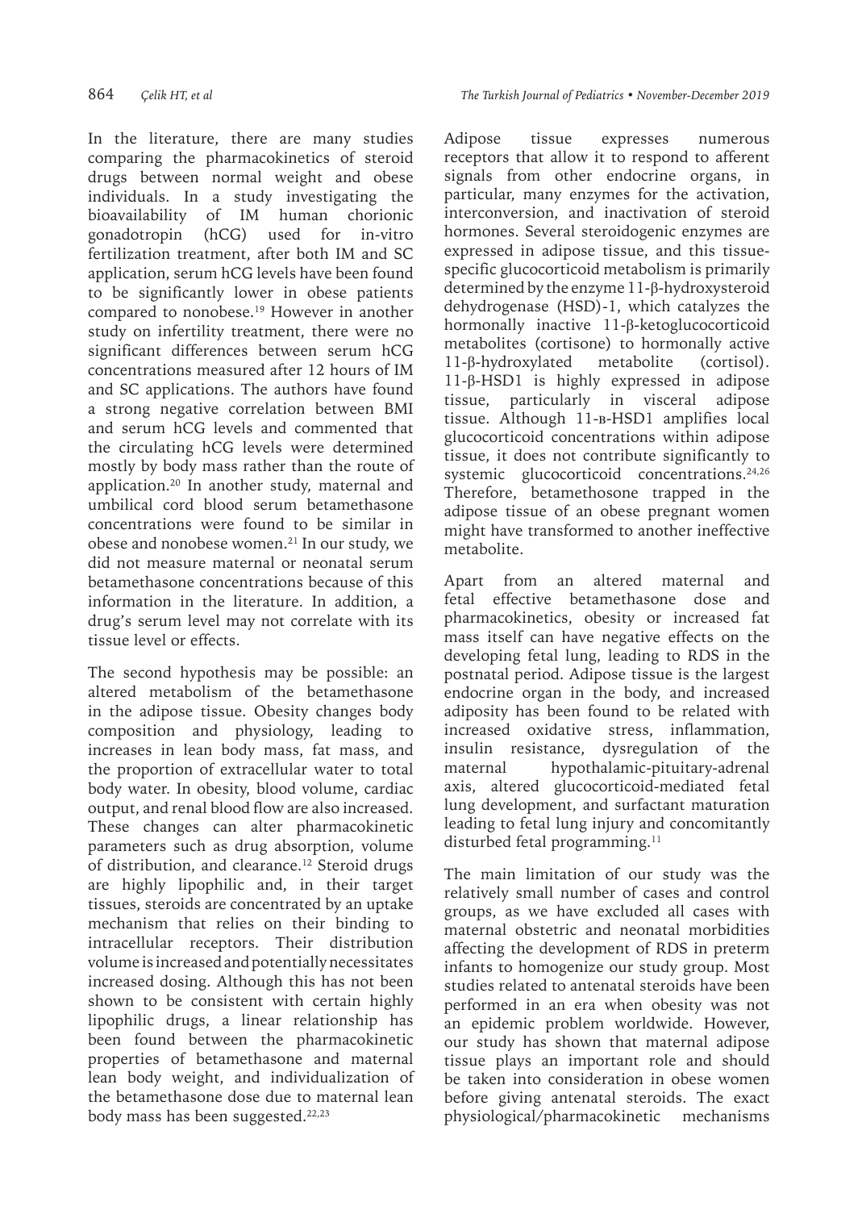In the literature, there are many studies comparing the pharmacokinetics of steroid drugs between normal weight and obese individuals. In a study investigating the bioavailability of IM human chorionic gonadotropin (hCG) used for in-vitro fertilization treatment, after both IM and SC application, serum hCG levels have been found to be significantly lower in obese patients compared to nonobese.[19] However in another study on infertility treatment, there were no significant differences between serum hCG concentrations measured after 12 hours of IM and SC applications. The authors have found a strong negative correlation between BMI and serum hCG levels and commented that the circulating hCG levels were determined mostly by body mass rather than the route of application.[20] In another study, maternal and umbilical cord blood serum betamethasone concentrations were found to be similar in obese and nonobese women.[21] In our study, we did not measure maternal or neonatal serum betamethasone concentrations because of this information in the literature. In addition, a drug's serum level may not correlate with its tissue level or effects.

The second hypothesis may be possible: an altered metabolism of the betamethasone in the adipose tissue. Obesity changes body composition and physiology, leading to increases in lean body mass, fat mass, and the proportion of extracellular water to total body water. In obesity, blood volume, cardiac output, and renal blood flow are also increased. These changes can alter pharmacokinetic parameters such as drug absorption, volume of distribution, and clearance.[12] Steroid drugs are highly lipophilic and, in their target tissues, steroids are concentrated by an uptake mechanism that relies on their binding to intracellular receptors. Their distribution volume is increased and potentially necessitates increased dosing. Although this has not been shown to be consistent with certain highly lipophilic drugs, a linear relationship has been found between the pharmacokinetic properties of betamethasone and maternal lean body weight, and individualization of the betamethasone dose due to maternal lean body mass has been suggested.[22,23]

Adipose tissue expresses numerous receptors that allow it to respond to afferent signals from other endocrine organs, in particular, many enzymes for the activation, interconversion, and inactivation of steroid hormones. Several steroidogenic enzymes are expressed in adipose tissue, and this tissue-specific glucocorticoid metabolism is primarily determined by the enzyme 11-β-hydroxysteroid dehydrogenase (HSD)-1, which catalyzes the hormonally inactive 11-β-ketoglucocorticoid metabolites (cortisone) to hormonally active 11-β-hydroxylated metabolite (cortisol). 11-β-HSD1 is highly expressed in adipose tissue, particularly in visceral adipose tissue. Although 11-в-HSD1 amplifies local glucocorticoid concentrations within adipose tissue, it does not contribute significantly to systemic glucocorticoid concentrations.[24,26] Therefore, betamethosone trapped in the adipose tissue of an obese pregnant women might have transformed to another ineffective metabolite.

Apart from an altered maternal and fetal effective betamethasone dose and pharmacokinetics, obesity or increased fat mass itself can have negative effects on the developing fetal lung, leading to RDS in the postnatal period. Adipose tissue is the largest endocrine organ in the body, and increased adiposity has been found to be related with increased oxidative stress, inflammation, insulin resistance, dysregulation of the maternal hypothalamic-pituitary-adrenal axis, altered glucocorticoid-mediated fetal lung development, and surfactant maturation leading to fetal lung injury and concomitantly disturbed fetal programming.[11]

The main limitation of our study was the relatively small number of cases and control groups, as we have excluded all cases with maternal obstetric and neonatal morbidities affecting the development of RDS in preterm infants to homogenize our study group. Most studies related to antenatal steroids have been performed in an era when obesity was not an epidemic problem worldwide. However, our study has shown that maternal adipose tissue plays an important role and should be taken into consideration in obese women before giving antenatal steroids. The exact physiological/pharmacokinetic mechanisms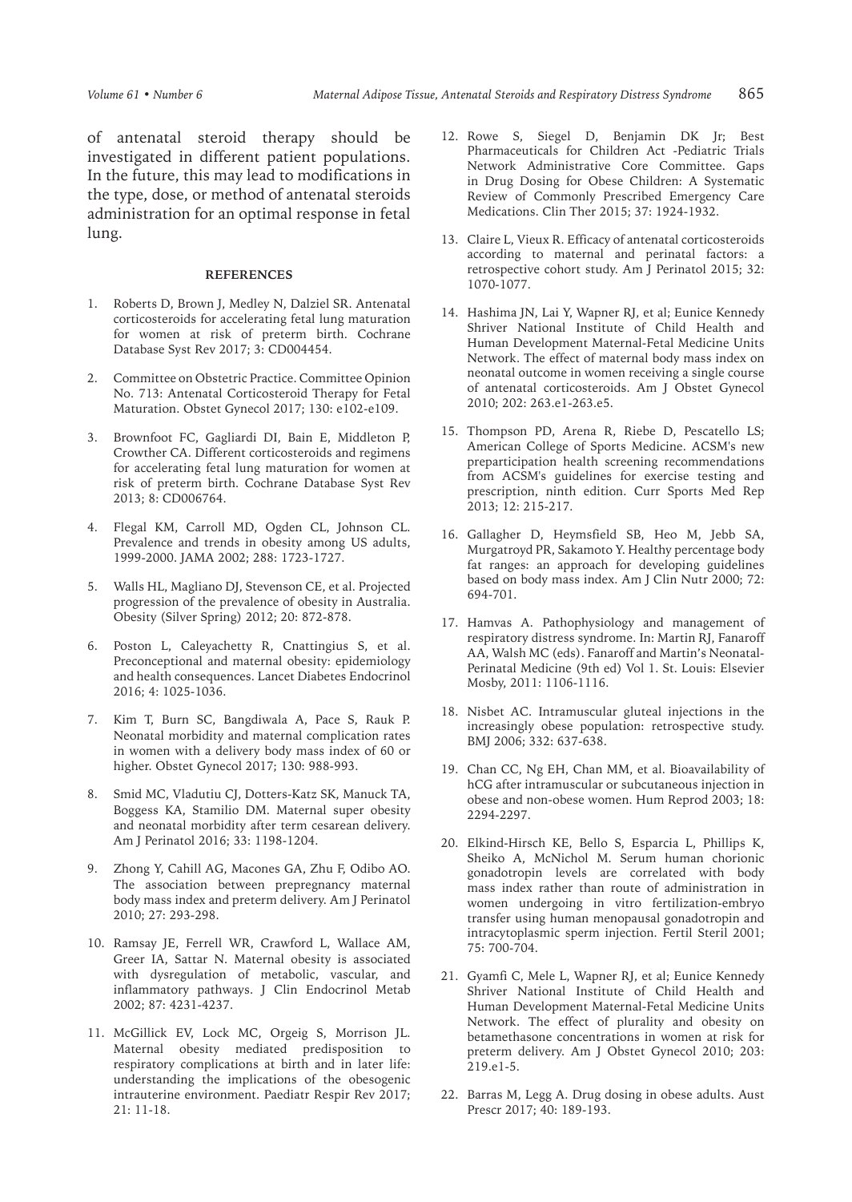of antenatal steroid therapy should be investigated in different patient populations. In the future, this may lead to modifications in the type, dose, or method of antenatal steroids administration for an optimal response in fetal lung.

## REFERENCES

1. Roberts D, Brown J, Medley N, Dalziel SR. Antenatal corticosteroids for accelerating fetal lung maturation for women at risk of preterm birth. Cochrane Database Syst Rev 2017; 3: CD004454.
2. Committee on Obstetric Practice. Committee Opinion No. 713: Antenatal Corticosteroid Therapy for Fetal Maturation. Obstet Gynecol 2017; 130: e102-e109.
3. Brownfoot FC, Gagliardi DI, Bain E, Middleton P, Crowther CA. Different corticosteroids and regimens for accelerating fetal lung maturation for women at risk of preterm birth. Cochrane Database Syst Rev 2013; 8: CD006764.
4. Flegal KM, Carroll MD, Ogden CL, Johnson CL. Prevalence and trends in obesity among US adults, 1999-2000. JAMA 2002; 288: 1723-1727.
5. Walls HL, Magliano DJ, Stevenson CE, et al. Projected progression of the prevalence of obesity in Australia. Obesity (Silver Spring) 2012; 20: 872-878.
6. Poston L, Caleyachetty R, Cnattingius S, et al. Preconceptional and maternal obesity: epidemiology and health consequences. Lancet Diabetes Endocrinol 2016; 4: 1025-1036.
7. Kim T, Burn SC, Bangdiwala A, Pace S, Rauk P. Neonatal morbidity and maternal complication rates in women with a delivery body mass index of 60 or higher. Obstet Gynecol 2017; 130: 988-993.
8. Smid MC, Vladutiu CJ, Dotters-Katz SK, Manuck TA, Boggess KA, Stamilio DM. Maternal super obesity and neonatal morbidity after term cesarean delivery. Am J Perinatol 2016; 33: 1198-1204.
9. Zhong Y, Cahill AG, Macones GA, Zhu F, Odibo AO. The association between prepregnancy maternal body mass index and preterm delivery. Am J Perinatol 2010; 27: 293-298.
10. Ramsay JE, Ferrell WR, Crawford L, Wallace AM, Greer IA, Sattar N. Maternal obesity is associated with dysregulation of metabolic, vascular, and inflammatory pathways. J Clin Endocrinol Metab 2002; 87: 4231-4237.
11. McGillick EV, Lock MC, Orgeig S, Morrison JL. Maternal obesity mediated predisposition to respiratory complications at birth and in later life: understanding the implications of the obesogenic intrauterine environment. Paediatr Respir Rev 2017; 21: 11-18.
12. Rowe S, Siegel D, Benjamin DK Jr; Best Pharmaceuticals for Children Act -Pediatric Trials Network Administrative Core Committee. Gaps in Drug Dosing for Obese Children: A Systematic Review of Commonly Prescribed Emergency Care Medications. Clin Ther 2015; 37: 1924-1932.
13. Claire L, Vieux R. Efficacy of antenatal corticosteroids according to maternal and perinatal factors: a retrospective cohort study. Am J Perinatol 2015; 32: 1070-1077.
14. Hashima JN, Lai Y, Wapner RJ, et al; Eunice Kennedy Shriver National Institute of Child Health and Human Development Maternal-Fetal Medicine Units Network. The effect of maternal body mass index on neonatal outcome in women receiving a single course of antenatal corticosteroids. Am J Obstet Gynecol 2010; 202: 263.e1-263.e5.
15. Thompson PD, Arena R, Riebe D, Pescatello LS; American College of Sports Medicine. ACSM's new preparticipation health screening recommendations from ACSM's guidelines for exercise testing and prescription, ninth edition. Curr Sports Med Rep 2013; 12: 215-217.
16. Gallagher D, Heymsfield SB, Heo M, Jebb SA, Murgatroyd PR, Sakamoto Y. Healthy percentage body fat ranges: an approach for developing guidelines based on body mass index. Am J Clin Nutr 2000; 72: 694-701.
17. Hamvas A. Pathophysiology and management of respiratory distress syndrome. In: Martin RJ, Fanaroff AA, Walsh MC (eds). Fanaroff and Martin's Neonatal-Perinatal Medicine (9th ed) Vol 1. St. Louis: Elsevier Mosby, 2011: 1106-1116.
18. Nisbet AC. Intramuscular gluteal injections in the increasingly obese population: retrospective study. BMJ 2006; 332: 637-638.
19. Chan CC, Ng EH, Chan MM, et al. Bioavailability of hCG after intramuscular or subcutaneous injection in obese and non-obese women. Hum Reprod 2003; 18: 2294-2297.
20. Elkind-Hirsch KE, Bello S, Esparcia L, Phillips K, Sheiko A, McNichol M. Serum human chorionic gonadotropin levels are correlated with body mass index rather than route of administration in women undergoing in vitro fertilization-embryo transfer using human menopausal gonadotropin and intracytoplasmic sperm injection. Fertil Steril 2001; 75: 700-704.
21. Gyamfi C, Mele L, Wapner RJ, et al; Eunice Kennedy Shriver National Institute of Child Health and Human Development Maternal-Fetal Medicine Units Network. The effect of plurality and obesity on betamethasone concentrations in women at risk for preterm delivery. Am J Obstet Gynecol 2010; 203: 219.e1-5.
22. Barras M, Legg A. Drug dosing in obese adults. Aust Prescr 2017; 40: 189-193.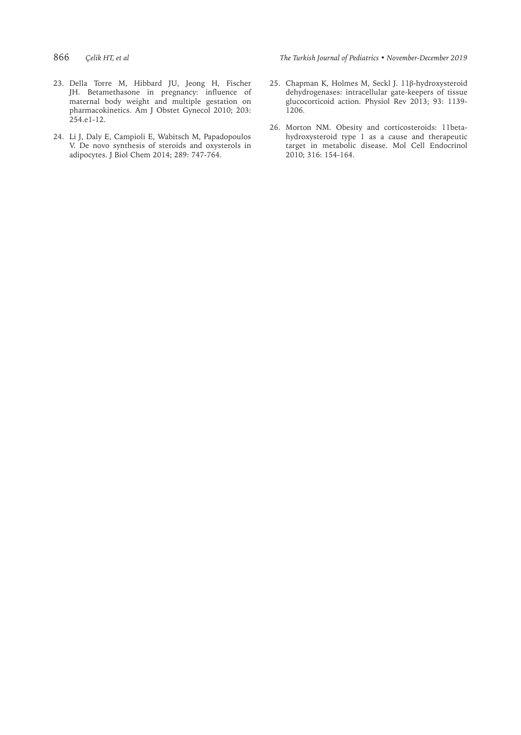23. Della Torre M, Hibbard JU, Jeong H, Fischer JH. Betamethasone in pregnancy: influence of maternal body weight and multiple gestation on pharmacokinetics. Am J Obstet Gynecol 2010; 203: 254.e1-12.

24. Li J, Daly E, Campioli E, Wabitsch M, Papadopoulos V. De novo synthesis of steroids and oxysterols in adipocytes. J Biol Chem 2014; 289: 747-764.

25. Chapman K, Holmes M, Seckl J. 11β-hydroxysteroid dehydrogenases: intracellular gate-keepers of tissue glucocorticoid action. Physiol Rev 2013; 93: 1139-1206.

26. Morton NM. Obesity and corticosteroids: 11beta-hydroxysteroid type 1 as a cause and therapeutic target in metabolic disease. Mol Cell Endocrinol 2010; 316: 154-164.